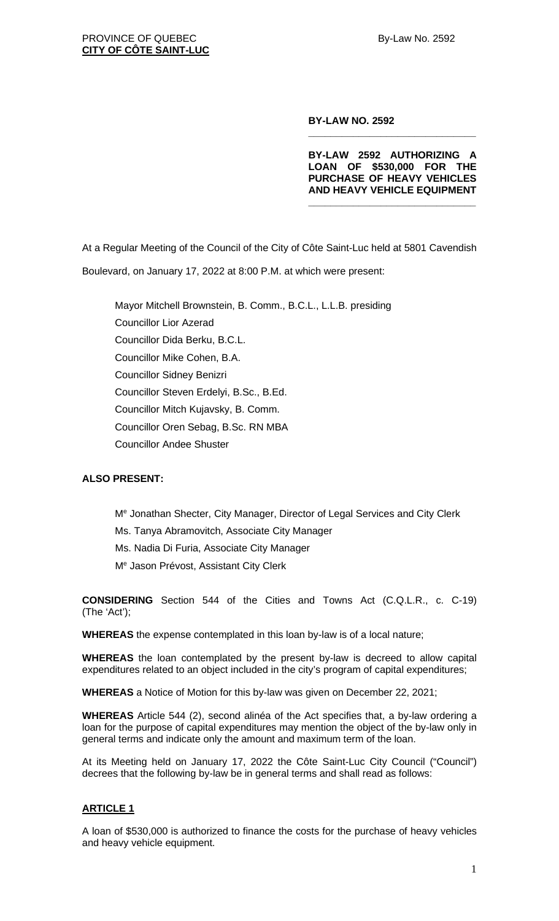PROVINCE OF QUEBEC
**CITY OF CÔTE SAINT-LUC**

**BY-LAW NO. 2592**

**BY-LAW 2592 AUTHORIZING A LOAN OF $530,000 FOR THE PURCHASE OF HEAVY VEHICLES AND HEAVY VEHICLE EQUIPMENT**

At a Regular Meeting of the Council of the City of Côte Saint-Luc held at 5801 Cavendish Boulevard, on January 17, 2022 at 8:00 P.M. at which were present:

Mayor Mitchell Brownstein, B. Comm., B.C.L., L.L.B. presiding
Councillor Lior Azerad
Councillor Dida Berku, B.C.L.
Councillor Mike Cohen, B.A.
Councillor Sidney Benizri
Councillor Steven Erdelyi, B.Sc., B.Ed.
Councillor Mitch Kujavsky, B. Comm.
Councillor Oren Sebag, B.Sc. RN MBA
Councillor Andee Shuster

**ALSO PRESENT:**

M[e] Jonathan Shecter, City Manager, Director of Legal Services and City Clerk
Ms. Tanya Abramovitch, Associate City Manager
Ms. Nadia Di Furia, Associate City Manager
M[e] Jason Prévost, Assistant City Clerk

**CONSIDERING** Section 544 of the Cities and Towns Act (C.Q.L.R., c. C-19) (The 'Act');

**WHEREAS** the expense contemplated in this loan by-law is of a local nature;

**WHEREAS** the loan contemplated by the present by-law is decreed to allow capital expenditures related to an object included in the city's program of capital expenditures;

**WHEREAS** a Notice of Motion for this by-law was given on December 22, 2021;

**WHEREAS** Article 544 (2), second alinéa of the Act specifies that, a by-law ordering a loan for the purpose of capital expenditures may mention the object of the by-law only in general terms and indicate only the amount and maximum term of the loan.

At its Meeting held on January 17, 2022 the Côte Saint-Luc City Council ("Council") decrees that the following by-law be in general terms and shall read as follows:

## ARTICLE 1

A loan of $530,000 is authorized to finance the costs for the purchase of heavy vehicles and heavy vehicle equipment.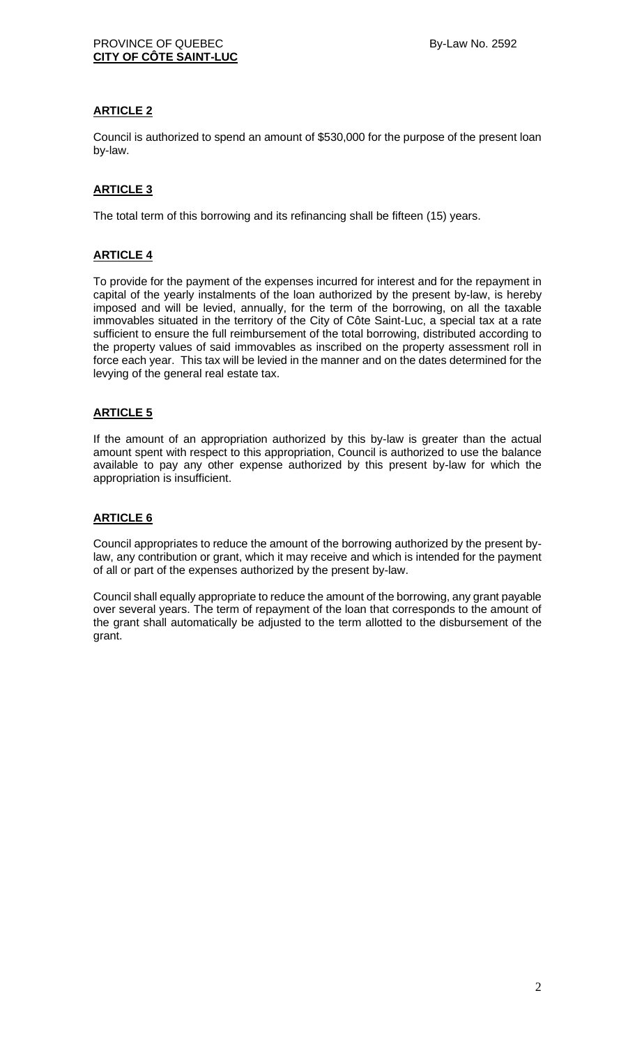## ARTICLE 2

Council is authorized to spend an amount of $530,000 for the purpose of the present loan by-law.

## ARTICLE 3

The total term of this borrowing and its refinancing shall be fifteen (15) years.

## ARTICLE 4

To provide for the payment of the expenses incurred for interest and for the repayment in capital of the yearly instalments of the loan authorized by the present by-law, is hereby imposed and will be levied, annually, for the term of the borrowing, on all the taxable immovables situated in the territory of the City of Côte Saint-Luc, a special tax at a rate sufficient to ensure the full reimbursement of the total borrowing, distributed according to the property values of said immovables as inscribed on the property assessment roll in force each year. This tax will be levied in the manner and on the dates determined for the levying of the general real estate tax.

## ARTICLE 5

If the amount of an appropriation authorized by this by-law is greater than the actual amount spent with respect to this appropriation, Council is authorized to use the balance available to pay any other expense authorized by this present by-law for which the appropriation is insufficient.

## ARTICLE 6

Council appropriates to reduce the amount of the borrowing authorized by the present by-law, any contribution or grant, which it may receive and which is intended for the payment of all or part of the expenses authorized by the present by-law.

Council shall equally appropriate to reduce the amount of the borrowing, any grant payable over several years. The term of repayment of the loan that corresponds to the amount of the grant shall automatically be adjusted to the term allotted to the disbursement of the grant.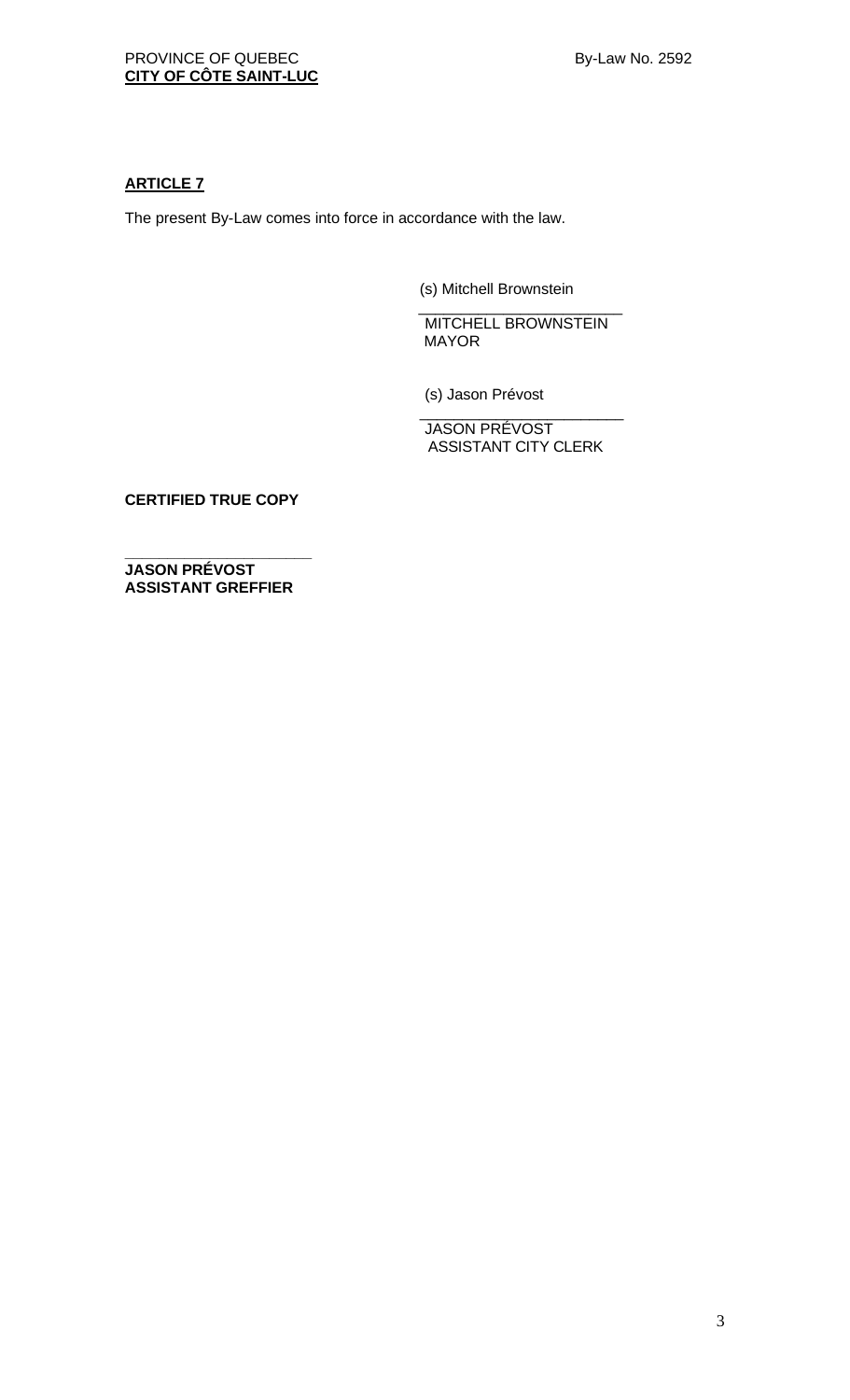**ARTICLE 7**

The present By-Law comes into force in accordance with the law.

(s) Mitchell Brownstein

\_\_\_\_\_\_\_\_\_\_\_\_\_\_\_\_\_\_\_\_\_\_\_\_

MITCHELL BROWNSTEIN
MAYOR

(s) Jason Prévost

\_\_\_\_\_\_\_\_\_\_\_\_\_\_\_\_\_\_\_\_\_\_\_\_

JASON PRÉVOST
ASSISTANT CITY CLERK

**CERTIFIED TRUE COPY**

\_\_\_\_\_\_\_\_\_\_\_\_\_\_\_\_\_\_\_\_\_\_

**JASON PRÉVOST**
**ASSISTANT GREFFIER**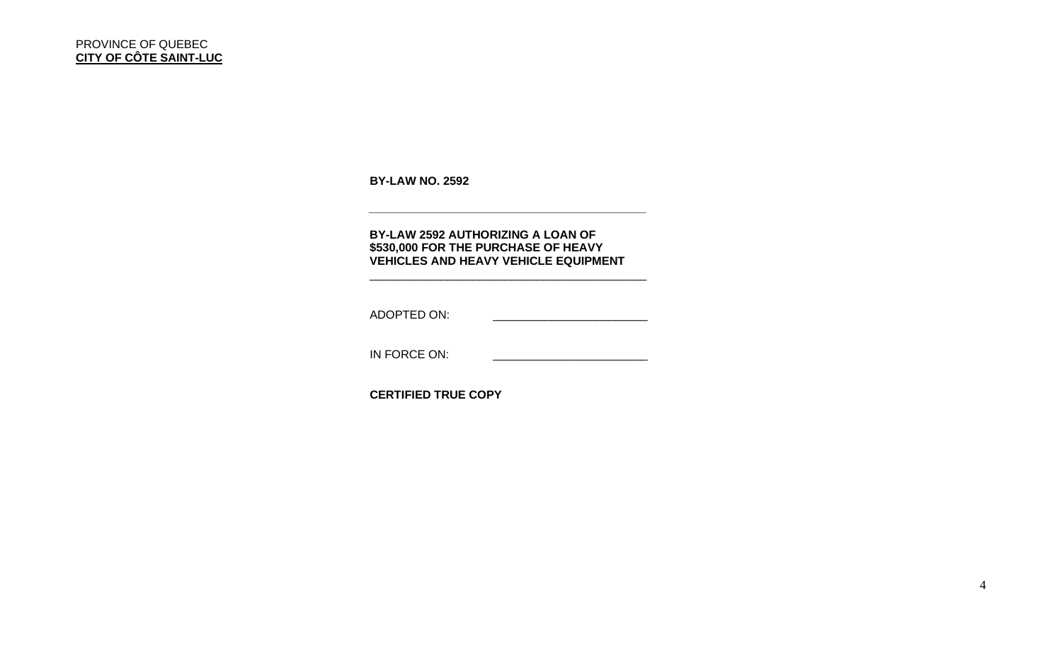PROVINCE OF QUEBEC
**CITY OF CÔTE SAINT-LUC**

**BY-LAW NO. 2592**

---

**BY-LAW 2592 AUTHORIZING A LOAN OF $530,000 FOR THE PURCHASE OF HEAVY VEHICLES AND HEAVY VEHICLE EQUIPMENT**

---

ADOPTED ON: _______________________

IN FORCE ON: _______________________

**CERTIFIED TRUE COPY**